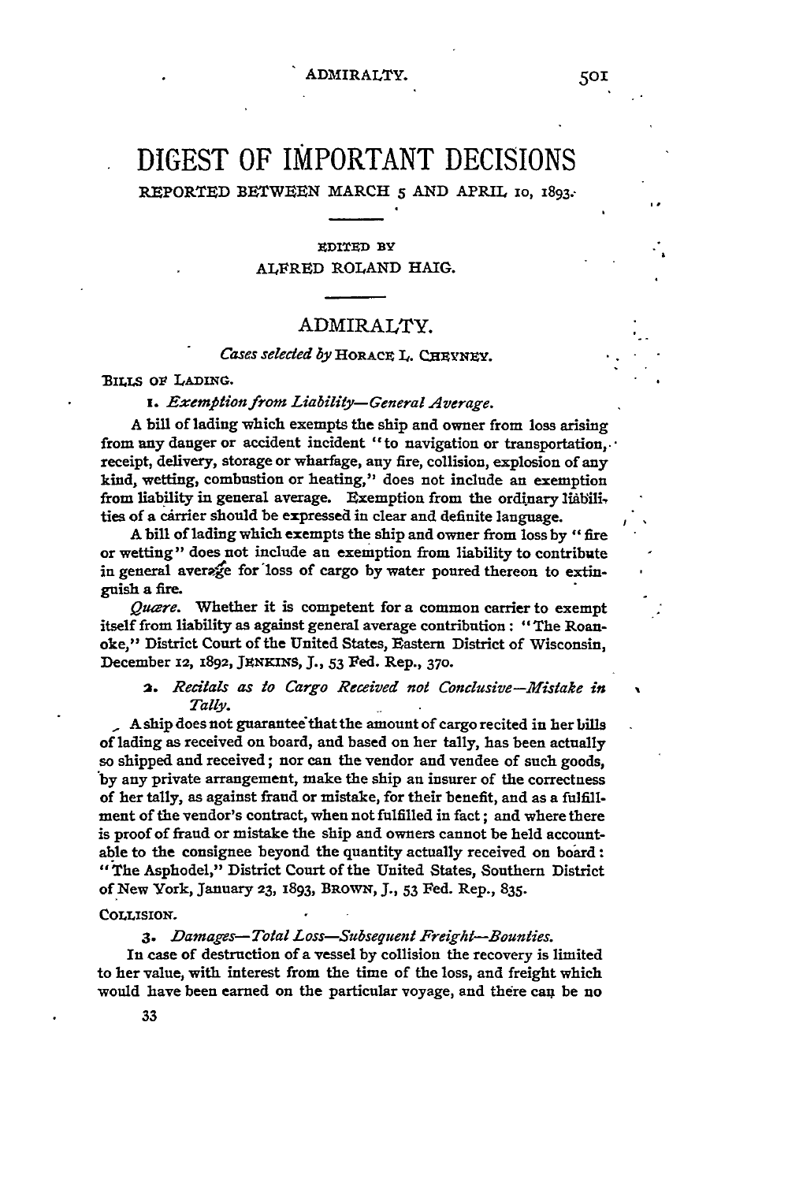# DIGEST OF IMPORTANT DECISIONS

REPORTED BETWEEN MARCH 5 AND APRIL 10, 1893.

EDITED BY

ALFRED ROLAND HAIG.

## ADMIRALTY.

*Cases selected by* HORACE L. CHEYNEY.

BILLS OF LADING.

1. *Exemption from Liability—General Average.*

A bill of lading which exempts the ship and owner from loss arising from any danger or accident incident "to navigation or transportation, receipt, delivery, storage or wharfage, any fire, collision, explosion of any kind, wetting, combustion or heating," does not include an exemption from liability in general average. Exemption from the ordinary liabilities of a carrier should be expressed in clear and definite language.

A bill of lading which exempts the ship and owner from loss by "fire or wetting" does not include an exemption from liability to contribute in general average for loss of cargo by water poured thereon to extinguish a fire.

*Quære.* Whether it is competent for a common carrier to exempt itself from liability as against general average contribution: "The Roanoke," District Court of the United States, Eastern District of Wisconsin, December 12, 1892, JENKINS, J., 53 Fed. Rep., 370.

2. *Recitals as to Cargo Received not Conclusive—Mistake in Tally.*

A ship does not guarantee that the amount of cargo recited in her bills of lading as received on board, and based on her tally, has been actually so shipped and received; nor can the vendor and vendee of such goods, by any private arrangement, make the ship an insurer of the correctness of her tally, as against fraud or mistake, for their benefit, and as a fulfillment of the vendor's contract, when not fulfilled in fact; and where there is proof of fraud or mistake the ship and owners cannot be held accountable to the consignee beyond the quantity actually received on board: "The Asphodel," District Court of the United States, Southern District of New York, January 23, 1893, BROWN, J., 53 Fed. Rep., 835.

COLLISION.

3. *Damages—Total Loss—Subsequent Freight—Bounties.*

In case of destruction of a vessel by collision the recovery is limited to her value, with interest from the time of the loss, and freight which would have been earned on the particular voyage, and there can be no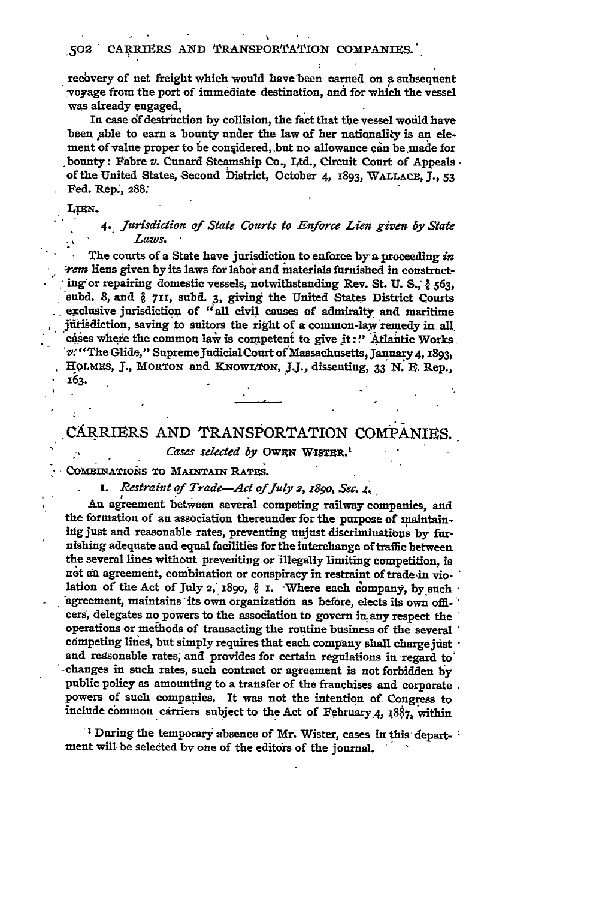recovery of net freight which would have been earned on a subsequent voyage from the port of immediate destination, and for which the vessel was already engaged.

In case of destruction by collision, the fact that the vessel would have been able to earn a bounty under the law of her nationality is an element of value proper to be considered, but no allowance can be made for bounty: Fabre *v.* Cunard Steamship Co., Ltd., Circuit Court of Appeals of the United States, Second District, October 4, 1893, WALLACE, J., 53 Fed. Rep., 288.

LIEN.

4. *Jurisdiction of State Courts to Enforce Lien given by State Laws.*

The courts of a State have jurisdiction to enforce by a proceeding *in rem* liens given by its laws for labor and materials furnished in constructing or repairing domestic vessels, notwithstanding Rev. St. U. S., § 563, subd. 8, and § 711, subd. 3, giving the United States District Courts exclusive jurisdiction of "all civil causes of admiralty and maritime jurisdiction, saving to suitors the right of a common-law remedy in all cases where the common law is competent to give it:" Atlantic Works *v.* "The Glide," Supreme Judicial Court of Massachusetts, January 4, 1893; HOLMES, J., MORTON and KNOWLTON, J.J., dissenting, 33 N. E. Rep., 163.

---

## CARRIERS AND TRANSPORTATION COMPANIES.

*Cases selected by* OWEN WISTER.[1]

COMBINATIONS TO MAINTAIN RATES.

1. *Restraint of Trade—Act of July 2, 1890, Sec. 1.*

An agreement between several competing railway companies, and the formation of an association thereunder for the purpose of maintaining just and reasonable rates, preventing unjust discriminations by furnishing adequate and equal facilities for the interchange of traffic between the several lines without preventing or illegally limiting competition, is not an agreement, combination or conspiracy in restraint of trade in violation of the Act of July 2, 1890, § 1. Where each company, by such agreement, maintains its own organization as before, elects its own officers, delegates no powers to the association to govern in any respect the operations or methods of transacting the routine business of the several competing lines, but simply requires that each company shall charge just and reasonable rates, and provides for certain regulations in regard to changes in such rates, such contract or agreement is not forbidden by public policy as amounting to a transfer of the franchises and corporate powers of such companies. It was not the intention of Congress to include common carriers subject to the Act of February 4, 1887, within

[1] During the temporary absence of Mr. Wister, cases in this department will be selected by one of the editors of the journal.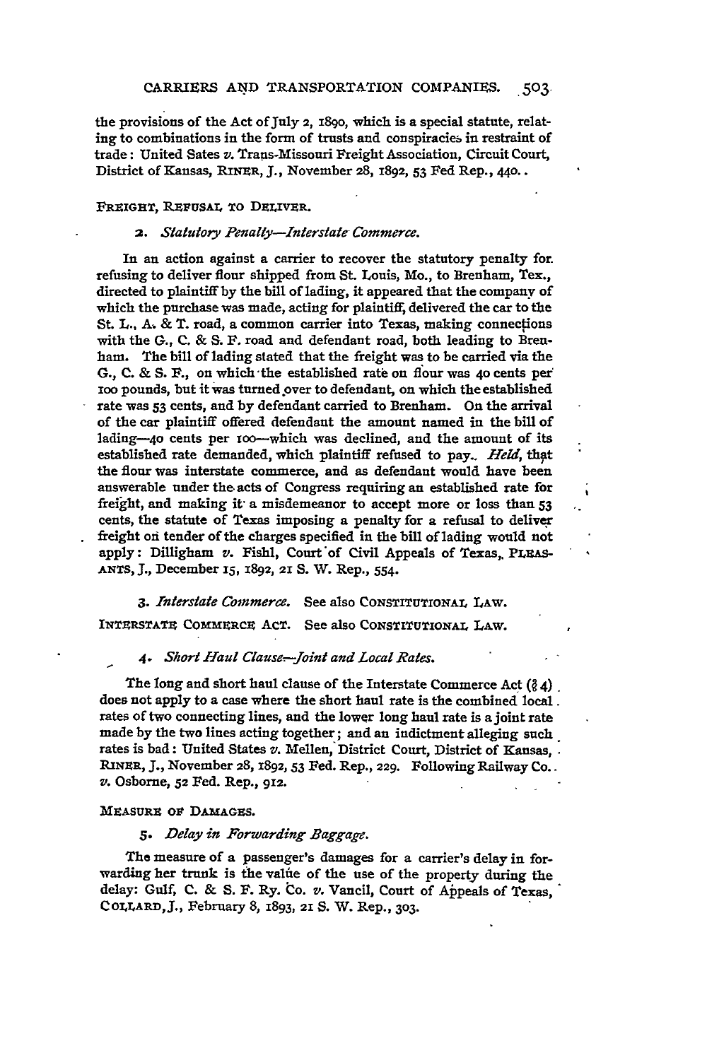the provisions of the Act of July 2, 1890, which is a special statute, relating to combinations in the form of trusts and conspiracies in restraint of trade: United Sates *v.* Trans-Missouri Freight Association, Circuit Court, District of Kansas, RINER, J., November 28, 1892, 53 Fed Rep., 440.

FREIGHT, REFUSAL TO DELIVER.

2. *Statutory Penalty—Interstate Commerce.*

In an action against a carrier to recover the statutory penalty for refusing to deliver flour shipped from St. Louis, Mo., to Brenham, Tex., directed to plaintiff by the bill of lading, it appeared that the company of which the purchase was made, acting for plaintiff, delivered the car to the St. L., A. & T. road, a common carrier into Texas, making connections with the G., C. & S. F. road and defendant road, both leading to Brenham. The bill of lading stated that the freight was to be carried via the G., C. & S. F., on which the established rate on flour was 40 cents per 100 pounds, but it was turned over to defendant, on which the established rate was 53 cents, and by defendant carried to Brenham. On the arrival of the car plaintiff offered defendant the amount named in the bill of lading—40 cents per 100—which was declined, and the amount of its established rate demanded, which plaintiff refused to pay. *Held*, that the flour was interstate commerce, and as defendant would have been answerable under the acts of Congress requiring an established rate for freight, and making it a misdemeanor to accept more or loss than 53 cents, the statute of Texas imposing a penalty for a refusal to deliver freight on tender of the charges specified in the bill of lading would not apply: Dilligham *v.* Fishl, Court of Civil Appeals of Texas, PLEASANTS, J., December 15, 1892, 21 S. W. Rep., 554.

3. *Interstate Commerce.* See also CONSTITUTIONAL LAW.

INTERSTATE COMMERCE ACT. See also CONSTITUTIONAL LAW.

4. *Short Haul Clause—Joint and Local Rates.*

The long and short haul clause of the Interstate Commerce Act (§ 4) does not apply to a case where the short haul rate is the combined local rates of two connecting lines, and the lower long haul rate is a joint rate made by the two lines acting together; and an indictment alleging such rates is bad: United States *v.* Mellen, District Court, District of Kansas, RINER, J., November 28, 1892, 53 Fed. Rep., 229. Following Railway Co. *v.* Osborne, 52 Fed. Rep., 912.

MEASURE OF DAMAGES.

5. *Delay in Forwarding Baggage.*

The measure of a passenger's damages for a carrier's delay in forwarding her trunk is the value of the use of the property during the delay: Gulf, C. & S. F. Ry. Co. *v.* Vancil, Court of Appeals of Texas, COLLARD, J., February 8, 1893, 21 S. W. Rep., 303.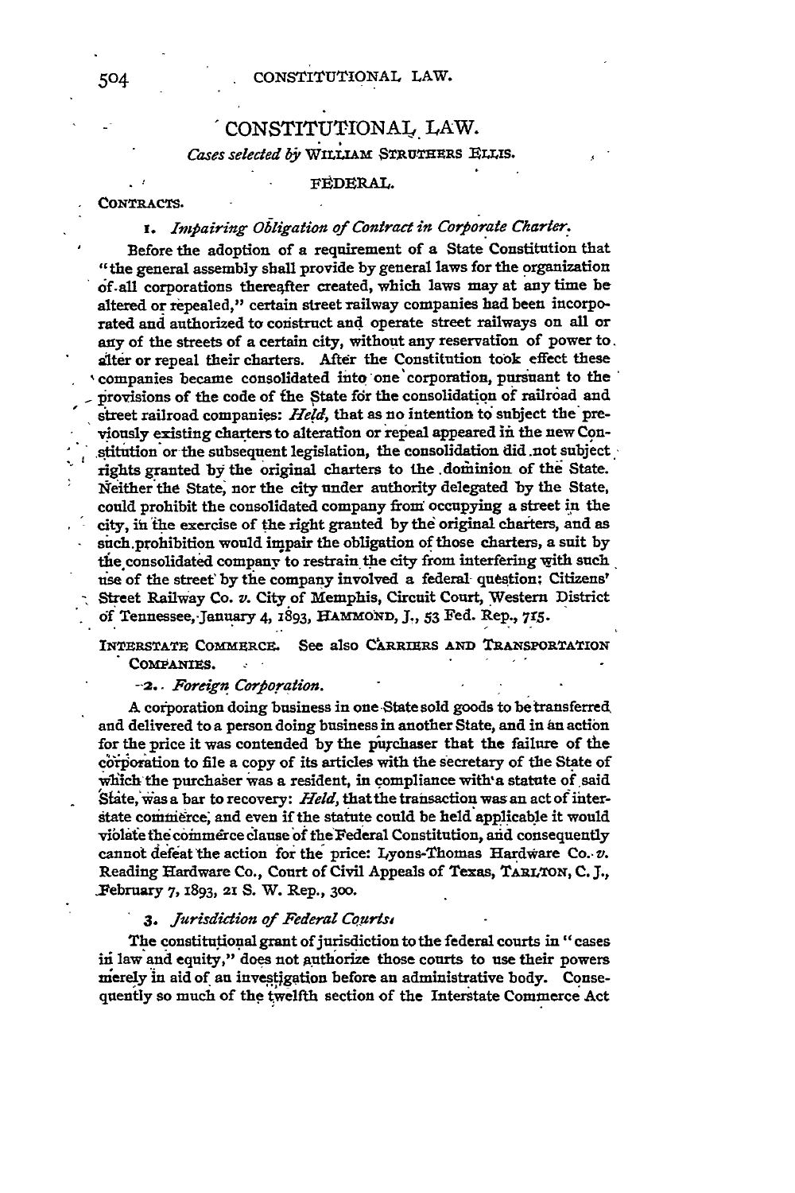# CONSTITUTIONAL LAW.

*Cases selected by* WILLIAM STRUTHERS ELLIS.

## FEDERAL.

CONTRACTS.

### 1. *Impairing Obligation of Contract in Corporate Charter.*

Before the adoption of a requirement of a State Constitution that "the general assembly shall provide by general laws for the organization of all corporations thereafter created, which laws may at any time be altered or repealed," certain street railway companies had been incorporated and authorized to construct and operate street railways on all or any of the streets of a certain city, without any reservation of power to alter or repeal their charters. After the Constitution took effect these companies became consolidated into one corporation, pursuant to the provisions of the code of the State for the consolidation of railroad and street railroad companies: *Held*, that as no intention to subject the previously existing charters to alteration or repeal appeared in the new Constitution or the subsequent legislation, the consolidation did not subject rights granted by the original charters to the dominion of the State. Neither the State, nor the city under authority delegated by the State, could prohibit the consolidated company from occupying a street in the city, in the exercise of the right granted by the original charters, and as such prohibition would impair the obligation of those charters, a suit by the consolidated company to restrain the city from interfering with such use of the street by the company involved a federal question: Citizens' Street Railway Co. *v.* City of Memphis, Circuit Court, Western District of Tennessee, January 4, 1893, HAMMOND, J., 53 Fed. Rep., 715.

INTERSTATE COMMERCE. See also CARRIERS AND TRANSPORTATION COMPANIES.

### 2. *Foreign Corporation.*

A corporation doing business in one State sold goods to be transferred and delivered to a person doing business in another State, and in an action for the price it was contended by the purchaser that the failure of the corporation to file a copy of its articles with the secretary of the State of which the purchaser was a resident, in compliance with a statute of said State, was a bar to recovery: *Held*, that the transaction was an act of interstate commerce, and even if the statute could be held applicable it would violate the commerce clause of the Federal Constitution, and consequently cannot defeat the action for the price: Lyons-Thomas Hardware Co. *v.* Reading Hardware Co., Court of Civil Appeals of Texas, TARLTON, C. J., February 7, 1893, 21 S. W. Rep., 300.

### 3. *Jurisdiction of Federal Courts.*

The constitutional grant of jurisdiction to the federal courts in "cases in law and equity," does not authorize those courts to use their powers merely in aid of an investigation before an administrative body. Consequently so much of the twelfth section of the Interstate Commerce Act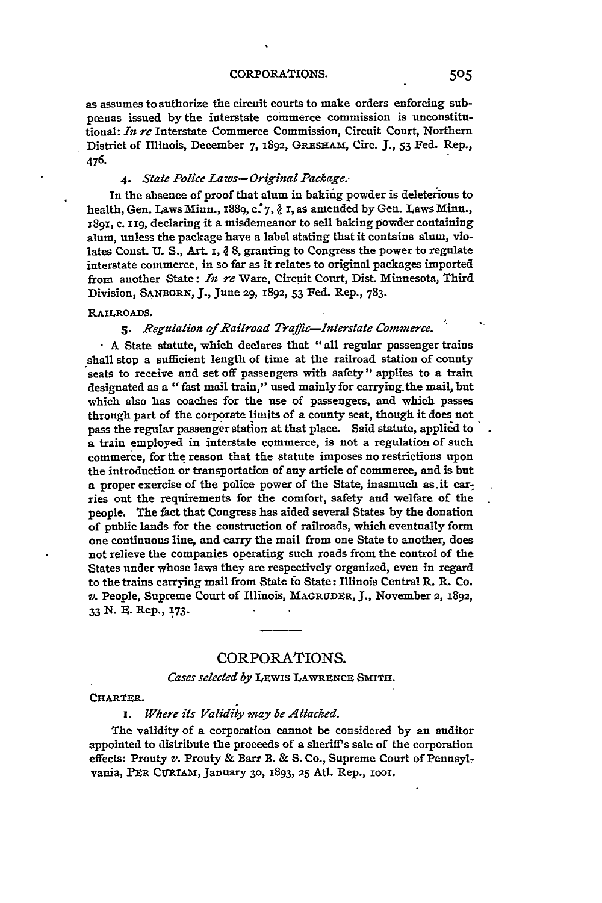as assumes to authorize the circuit courts to make orders enforcing subpœnas issued by the interstate commerce commission is unconstitutional: *In re* Interstate Commerce Commission, Circuit Court, Northern District of Illinois, December 7, 1892, GRESHAM, Circ. J., 53 Fed. Rep., 476.

*4. State Police Laws—Original Package.*

In the absence of proof that alum in baking powder is deleterious to health, Gen. Laws Minn., 1889, c. 7, § 1, as amended by Gen. Laws Minn., 1891, c. 119, declaring it a misdemeanor to sell baking powder containing alum, unless the package have a label stating that it contains alum, violates Const. U. S., Art. 1, § 8, granting to Congress the power to regulate interstate commerce, in so far as it relates to original packages imported from another State: *In re* Ware, Circuit Court, Dist. Minnesota, Third Division, SANBORN, J., June 29, 1892, 53 Fed. Rep., 783.

RAILROADS.

*5. Regulation of Railroad Traffic—Interstate Commerce.*

A State statute, which declares that "all regular passenger trains shall stop a sufficient length of time at the railroad station of county seats to receive and set off passengers with safety" applies to a train designated as a "fast mail train," used mainly for carrying the mail, but which also has coaches for the use of passengers, and which passes through part of the corporate limits of a county seat, though it does not pass the regular passenger station at that place. Said statute, applied to a train employed in interstate commerce, is not a regulation of such commerce, for the reason that the statute imposes no restrictions upon the introduction or transportation of any article of commerce, and is but a proper exercise of the police power of the State, inasmuch as it carries out the requirements for the comfort, safety and welfare of the people. The fact that Congress has aided several States by the donation of public lands for the construction of railroads, which eventually form one continuous line, and carry the mail from one State to another, does not relieve the companies operating such roads from the control of the States under whose laws they are respectively organized, even in regard to the trains carrying mail from State to State: Illinois Central R. R. Co. *v.* People, Supreme Court of Illinois, MAGRUDER, J., November 2, 1892, 33 N. E. Rep., 173.

## CORPORATIONS.

*Cases selected by* LEWIS LAWRENCE SMITH.

CHARTER.

*1. Where its Validity may be Attacked.*

The validity of a corporation cannot be considered by an auditor appointed to distribute the proceeds of a sheriff's sale of the corporation effects: Prouty *v.* Prouty & Barr B. & S. Co., Supreme Court of Pennsylvania, PER CURIAM, January 30, 1893, 25 Atl. Rep., 1001.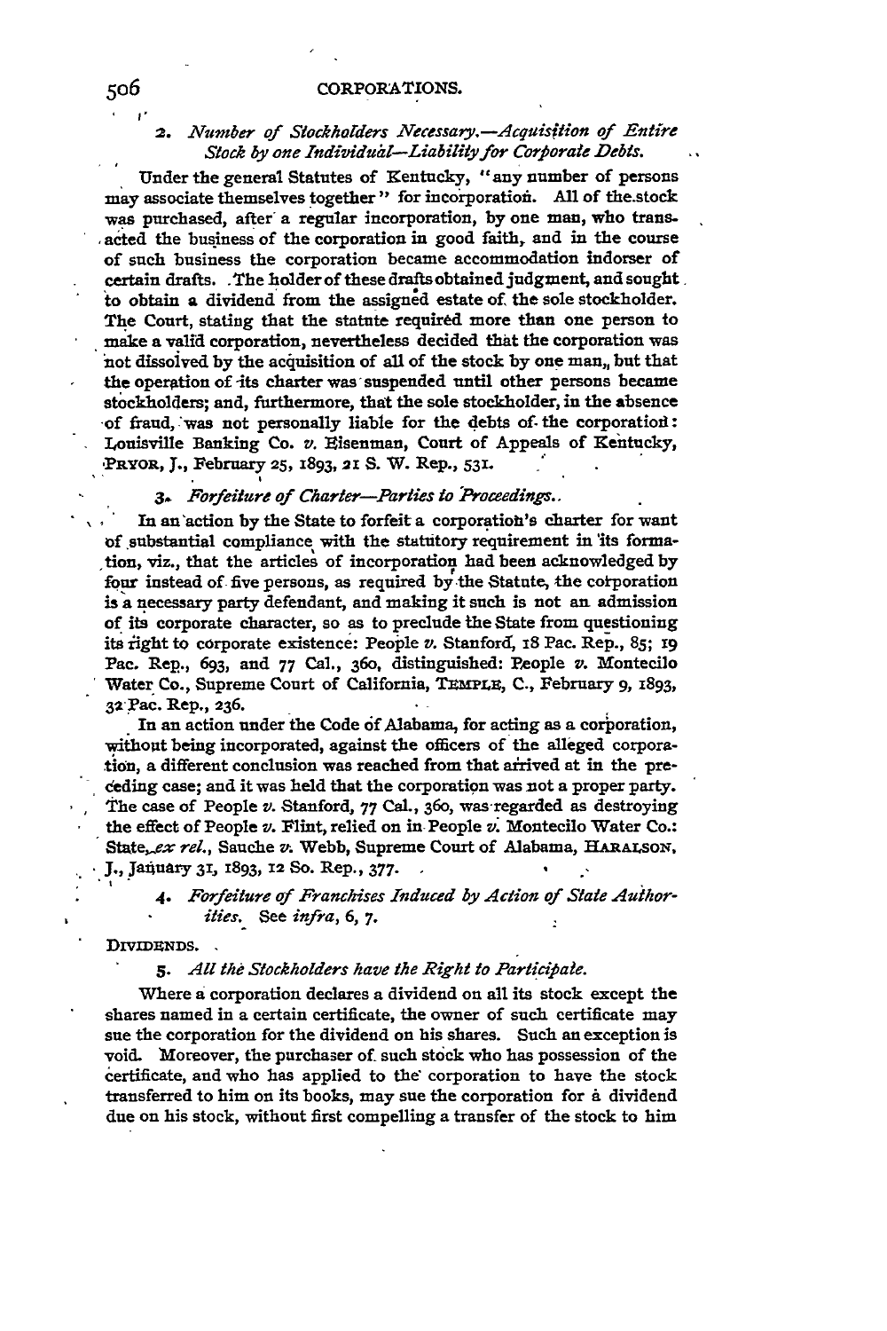### 2. *Number of Stockholders Necessary.—Acquisition of Entire Stock by one Individual—Liability for Corporate Debts.*

Under the general Statutes of Kentucky, "any number of persons may associate themselves together" for incorporation. All of the stock was purchased, after a regular incorporation, by one man, who transacted the business of the corporation in good faith, and in the course of such business the corporation became accommodation indorser of certain drafts. The holder of these drafts obtained judgment, and sought to obtain a dividend from the assigned estate of the sole stockholder. The Court, stating that the statute required more than one person to make a valid corporation, nevertheless decided that the corporation was not dissolved by the acquisition of all of the stock by one man, but that the operation of its charter was suspended until other persons became stockholders; and, furthermore, that the sole stockholder, in the absence of fraud, was not personally liable for the debts of the corporation: Louisville Banking Co. *v.* Eisenman, Court of Appeals of Kentucky, PRYOR, J., February 25, 1893, 21 S. W. Rep., 531.

### 3. *Forfeiture of Charter—Parties to Proceedings.*

In an action by the State to forfeit a corporation's charter for want of substantial compliance with the statutory requirement in its formation, viz., that the articles of incorporation had been acknowledged by four instead of five persons, as required by the Statute, the corporation is a necessary party defendant, and making it such is not an admission of its corporate character, so as to preclude the State from questioning its right to corporate existence: People *v.* Stanford, 18 Pac. Rep., 85; 19 Pac. Rep., 693, and 77 Cal., 360, distinguished: People *v.* Montecilo Water Co., Supreme Court of California, TEMPLE, C., February 9, 1893, 32 Pac. Rep., 236.

In an action under the Code of Alabama, for acting as a corporation, without being incorporated, against the officers of the alleged corporation, a different conclusion was reached from that arrived at in the preceding case; and it was held that the corporation was not a proper party. The case of People *v.* Stanford, 77 Cal., 360, was regarded as destroying the effect of People *v.* Flint, relied on in People *v.* Montecilo Water Co.: State, *ex rel.*, Sauche *v.* Webb, Supreme Court of Alabama, HARALSON, J., January 31, 1893, 12 So. Rep., 377.

### 4. *Forfeiture of Franchises Induced by Action of State Authorities.* See *infra*, 6, 7.

DIVIDENDS.

### 5. *All the Stockholders have the Right to Participate.*

Where a corporation declares a dividend on all its stock except the shares named in a certain certificate, the owner of such certificate may sue the corporation for the dividend on his shares. Such an exception is void. Moreover, the purchaser of such stock who has possession of the certificate, and who has applied to the corporation to have the stock transferred to him on its books, may sue the corporation for a dividend due on his stock, without first compelling a transfer of the stock to him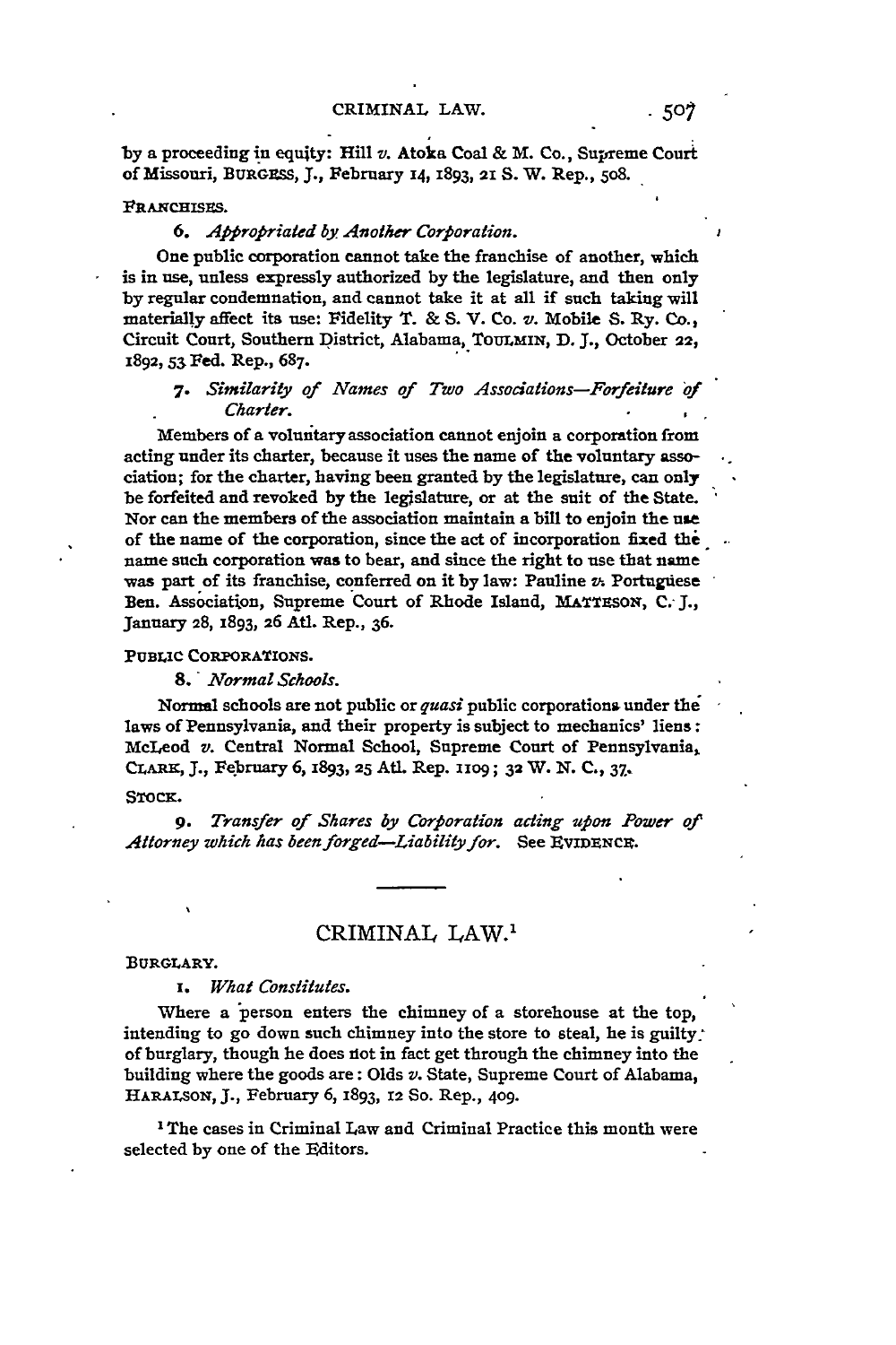by a proceeding in equity: Hill *v.* Atoka Coal & M. Co., Supreme Court of Missouri, BURGESS, J., February 14, 1893, 21 S. W. Rep., 508.

FRANCHISES.

6. *Appropriated by Another Corporation.*

One public corporation cannot take the franchise of another, which is in use, unless expressly authorized by the legislature, and then only by regular condemnation, and cannot take it at all if such taking will materially affect its use: Fidelity T. & S. V. Co. *v.* Mobile S. Ry. Co., Circuit Court, Southern District, Alabama, TOULMIN, D. J., October 22, 1892, 53 Fed. Rep., 687.

7. *Similarity of Names of Two Associations—Forfeiture of Charter.*

Members of a voluntary association cannot enjoin a corporation from acting under its charter, because it uses the name of the voluntary association; for the charter, having been granted by the legislature, can only be forfeited and revoked by the legislature, or at the suit of the State. Nor can the members of the association maintain a bill to enjoin the use of the name of the corporation, since the act of incorporation fixed the name such corporation was to bear, and since the right to use that name was part of its franchise, conferred on it by law: Pauline *v.* Portuguese Ben. Association, Supreme Court of Rhode Island, MATTESON, C. J., January 28, 1893, 26 Atl. Rep., 36.

PUBLIC CORPORATIONS.

8. *Normal Schools.*

Normal schools are not public or *quasi* public corporations under the laws of Pennsylvania, and their property is subject to mechanics' liens: McLeod *v.* Central Normal School, Supreme Court of Pennsylvania, CLARK, J., February 6, 1893, 25 Atl. Rep. 1109; 32 W. N. C., 37.

STOCK.

9. *Transfer of Shares by Corporation acting upon Power of Attorney which has been forged—Liability for.* See EVIDENCE.

## CRIMINAL LAW.[1]

BURGLARY.

1. *What Constitutes.*

Where a person enters the chimney of a storehouse at the top, intending to go down such chimney into the store to steal, he is guilty of burglary, though he does not in fact get through the chimney into the building where the goods are: Olds *v.* State, Supreme Court of Alabama, HARALSON, J., February 6, 1893, 12 So. Rep., 409.

[1] The cases in Criminal Law and Criminal Practice this month were selected by one of the Editors.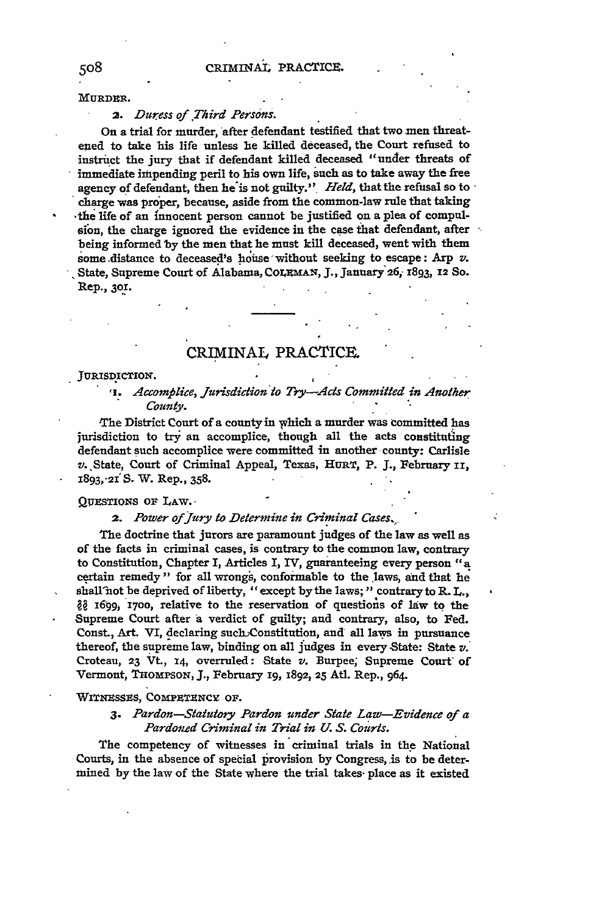MURDER.

2. *Duress of Third Persons.*

On a trial for murder, after defendant testified that two men threatened to take his life unless he killed deceased, the Court refused to instruct the jury that if defendant killed deceased "under threats of immediate impending peril to his own life, such as to take away the free agency of defendant, then he is not guilty." *Held*, that the refusal so to charge was proper, because, aside from the common-law rule that taking the life of an innocent person cannot be justified on a plea of compulsion, the charge ignored the evidence in the case that defendant, after being informed by the men that he must kill deceased, went with them some distance to deceased's house without seeking to escape: Arp *v.* State, Supreme Court of Alabama, COLEMAN, J., January 26, 1893, 12 So. Rep., 301.

## CRIMINAL PRACTICE.

JURISDICTION.

1. *Accomplice, Jurisdiction to Try—Acts Committed in Another County.*

The District Court of a county in which a murder was committed has jurisdiction to try an accomplice, though all the acts constituting defendant such accomplice were committed in another county: Carlisle *v.* State, Court of Criminal Appeal, Texas, HURT, P. J., February 11, 1893, 21 S. W. Rep., 358.

QUESTIONS OF LAW.

2. *Power of Jury to Determine in Criminal Cases.*

The doctrine that jurors are paramount judges of the law as well as of the facts in criminal cases, is contrary to the common law, contrary to Constitution, Chapter I, Articles I, IV, guaranteeing every person "a certain remedy" for all wrongs, conformable to the laws, and that he shall not be deprived of liberty, "except by the laws;" contrary to R. L., §§ 1699, 1700, relative to the reservation of questions of law to the Supreme Court after a verdict of guilty; and contrary, also, to Fed. Const., Art. VI, declaring such Constitution, and all laws in pursuance thereof, the supreme law, binding on all judges in every State: State *v.* Croteau, 23 Vt., 14, overruled: State *v.* Burpee, Supreme Court of Vermont, THOMPSON, J., February 19, 1892, 25 Atl. Rep., 964.

WITNESSES, COMPETENCY OF.

3. *Pardon—Statutory Pardon under State Law—Evidence of a Pardoned Criminal in Trial in U. S. Courts.*

The competency of witnesses in criminal trials in the National Courts, in the absence of special provision by Congress, is to be determined by the law of the State where the trial takes place as it existed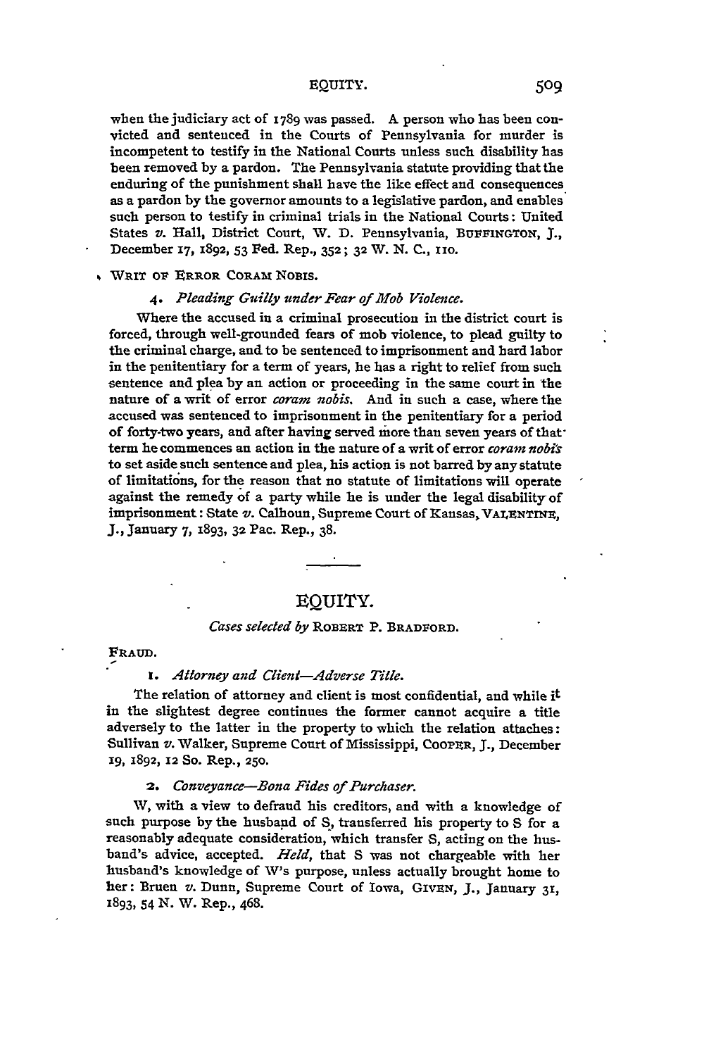when the judiciary act of 1789 was passed. A person who has been convicted and sentenced in the Courts of Pennsylvania for murder is incompetent to testify in the National Courts unless such disability has been removed by a pardon. The Pennsylvania statute providing that the enduring of the punishment shall have the like effect and consequences as a pardon by the governor amounts to a legislative pardon, and enables such person to testify in criminal trials in the National Courts: United States *v.* Hall, District Court, W. D. Pennsylvania, BUFFINGTON, J., December 17, 1892, 53 Fed. Rep., 352; 32 W. N. C., 110.

WRIT OF ERROR CORAM NOBIS.

4. *Pleading Guilty under Fear of Mob Violence.*

Where the accused in a criminal prosecution in the district court is forced, through well-grounded fears of mob violence, to plead guilty to the criminal charge, and to be sentenced to imprisonment and hard labor in the penitentiary for a term of years, he has a right to relief from such sentence and plea by an action or proceeding in the same court in the nature of a writ of error *coram nobis*. And in such a case, where the accused was sentenced to imprisonment in the penitentiary for a period of forty-two years, and after having served more than seven years of that term he commences an action in the nature of a writ of error *coram nobis* to set aside such sentence and plea, his action is not barred by any statute of limitations, for the reason that no statute of limitations will operate against the remedy of a party while he is under the legal disability of imprisonment: State *v.* Calhoun, Supreme Court of Kansas, VALENTINE, J., January 7, 1893, 32 Pac. Rep., 38.

## EQUITY.

*Cases selected by* ROBERT P. BRADFORD.

FRAUD.

1. *Attorney and Client—Adverse Title.*

The relation of attorney and client is most confidential, and while it in the slightest degree continues the former cannot acquire a title adversely to the latter in the property to which the relation attaches: Sullivan *v.* Walker, Supreme Court of Mississippi, COOPER, J., December 19, 1892, 12 So. Rep., 250.

2. *Conveyance—Bona Fides of Purchaser.*

W, with a view to defraud his creditors, and with a knowledge of such purpose by the husband of S, transferred his property to S for a reasonably adequate consideration, which transfer S, acting on the husband's advice, accepted. *Held*, that S was not chargeable with her husband's knowledge of W's purpose, unless actually brought home to her: Bruen *v.* Dunn, Supreme Court of Iowa, GIVEN, J., January 31, 1893, 54 N. W. Rep., 468.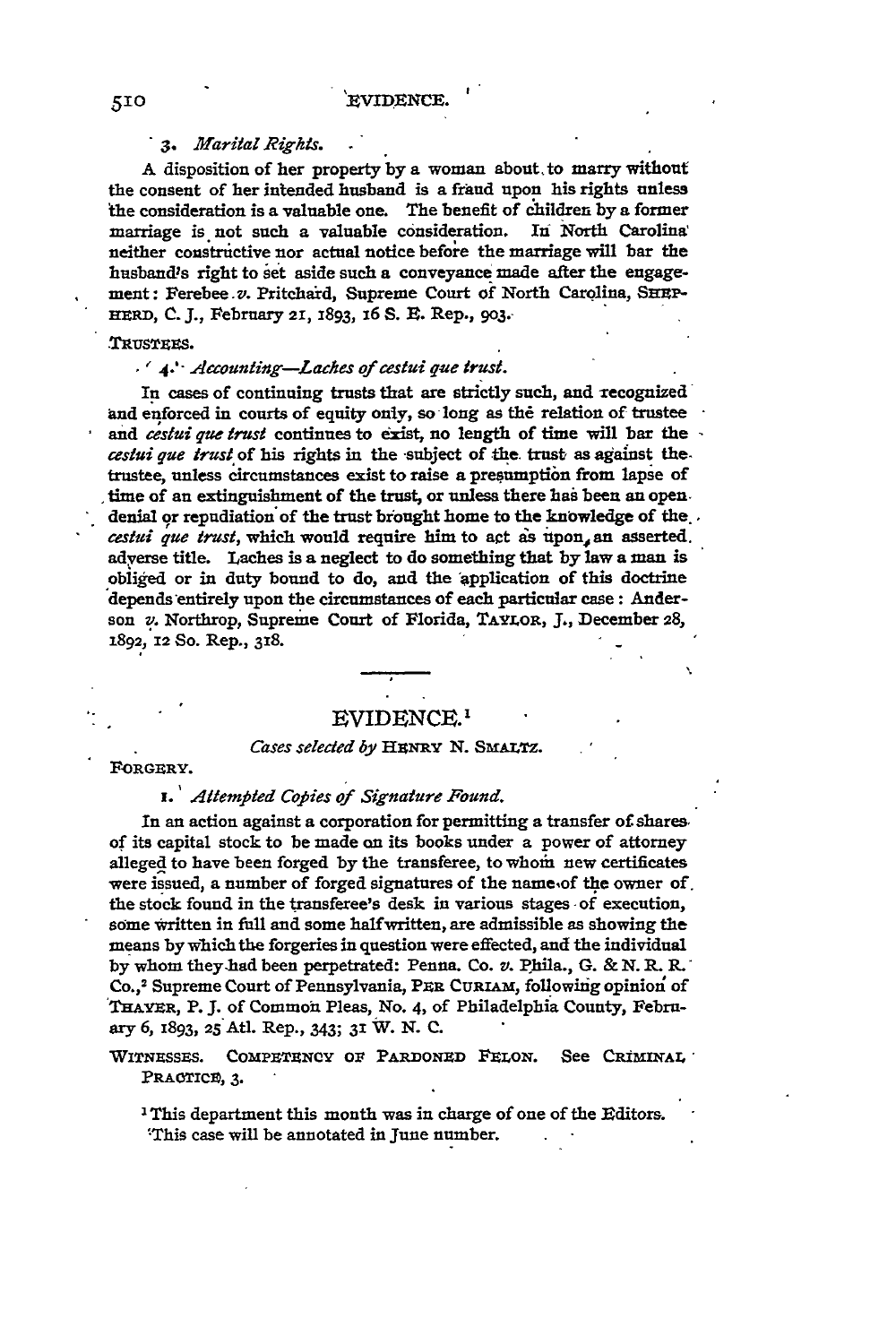### 3. *Marital Rights.*

A disposition of her property by a woman about to marry without the consent of her intended husband is a fraud upon his rights unless the consideration is a valuable one. The benefit of children by a former marriage is not such a valuable consideration. In North Carolina neither constructive nor actual notice before the marriage will bar the husband's right to set aside such a conveyance made after the engagement: Ferebee *v.* Pritchard, Supreme Court of North Carolina, SHEPHERD, C. J., February 21, 1893, 16 S. E. Rep., 903.

TRUSTEES.

### 4. *Accounting—Laches of cestui que trust.*

In cases of continuing trusts that are strictly such, and recognized and enforced in courts of equity only, so long as the relation of trustee and *cestui que trust* continues to exist, no length of time will bar the *cestui que trust* of his rights in the subject of the trust as against the trustee, unless circumstances exist to raise a presumption from lapse of time of an extinguishment of the trust, or unless there has been an open denial or repudiation of the trust brought home to the knowledge of the *cestui que trust*, which would require him to act as upon an asserted adverse title. Laches is a neglect to do something that by law a man is obliged or in duty bound to do, and the application of this doctrine depends entirely upon the circumstances of each particular case: Anderson *v.* Northrop, Supreme Court of Florida, TAYLOR, J., December 28, 1892, 12 So. Rep., 318.

---

## EVIDENCE.[1]

*Cases selected by* HENRY N. SMALTZ.

FORGERY.

### 1. *Attempted Copies of Signature Found.*

In an action against a corporation for permitting a transfer of shares of its capital stock to be made on its books under a power of attorney alleged to have been forged by the transferee, to whom new certificates were issued, a number of forged signatures of the name of the owner of the stock found in the transferee's desk in various stages of execution, some written in full and some half written, are admissible as showing the means by which the forgeries in question were effected, and the individual by whom they had been perpetrated: Penna. Co. *v.* Phila., G. & N. R. R. Co.,[2] Supreme Court of Pennsylvania, PER CURIAM, following opinion of THAYER, P. J. of Common Pleas, No. 4, of Philadelphia County, February 6, 1893, 25 Atl. Rep., 343; 31 W. N. C.

WITNESSES. COMPETENCY OF PARDONED FELON. See CRIMINAL PRACTICE, 3.

[1] This department this month was in charge of one of the Editors.

[2] This case will be annotated in June number.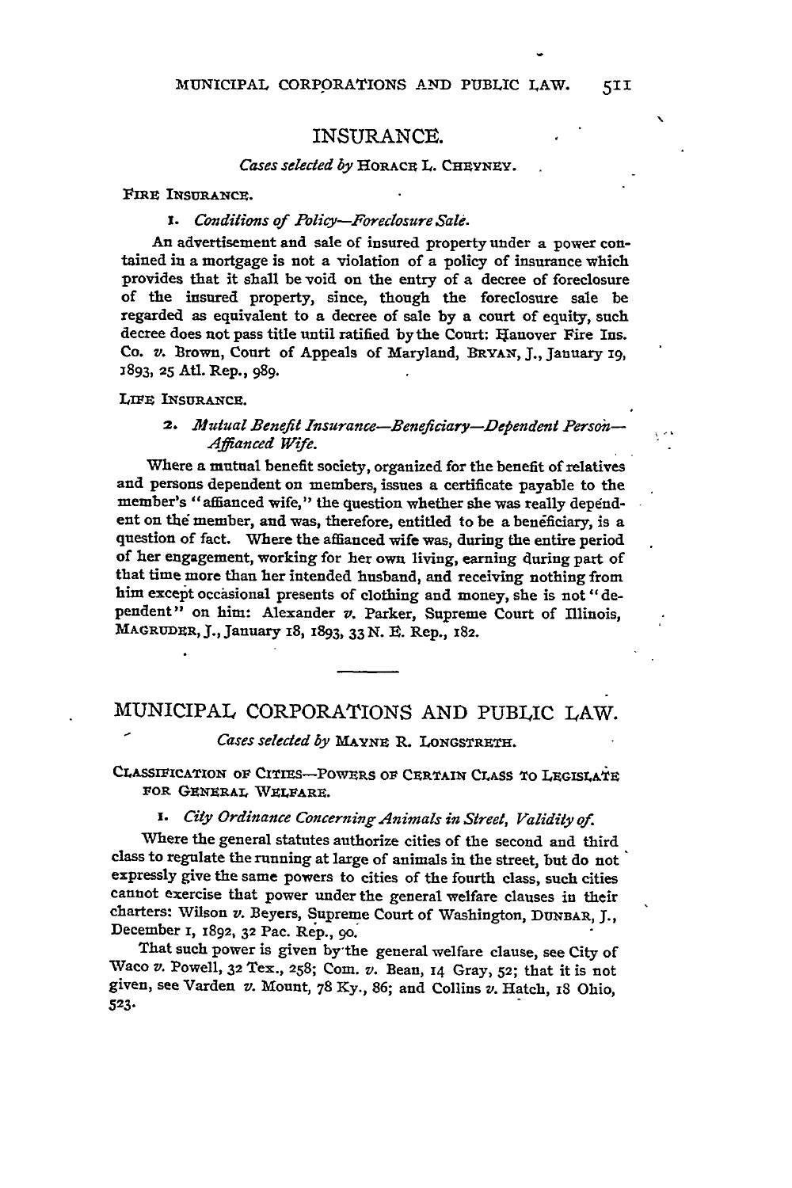## INSURANCE.

*Cases selected by* HORACE L. CHEYNEY.

FIRE INSURANCE.

1. *Conditions of Policy—Foreclosure Sale.*

An advertisement and sale of insured property under a power contained in a mortgage is not a violation of a policy of insurance which provides that it shall be void on the entry of a decree of foreclosure of the insured property, since, though the foreclosure sale be regarded as equivalent to a decree of sale by a court of equity, such decree does not pass title until ratified by the Court: Hanover Fire Ins. Co. *v.* Brown, Court of Appeals of Maryland, BRYAN, J., January 19, 1893, 25 Atl. Rep., 989.

LIFE INSURANCE.

2. *Mutual Benefit Insurance—Beneficiary—Dependent Person—Affianced Wife.*

Where a mutual benefit society, organized for the benefit of relatives and persons dependent on members, issues a certificate payable to the member's "affianced wife," the question whether she was really dependent on the member, and was, therefore, entitled to be a beneficiary, is a question of fact. Where the affianced wife was, during the entire period of her engagement, working for her own living, earning during part of that time more than her intended husband, and receiving nothing from him except occasional presents of clothing and money, she is not "dependent" on him: Alexander *v.* Parker, Supreme Court of Illinois, MAGRUDER, J., January 18, 1893, 33 N. E. Rep., 182.

---

## MUNICIPAL CORPORATIONS AND PUBLIC LAW.

*Cases selected by* MAYNE R. LONGSTRETH.

CLASSIFICATION OF CITIES—POWERS OF CERTAIN CLASS TO LEGISLATE FOR GENERAL WELFARE.

1. *City Ordinance Concerning Animals in Street, Validity of.*

Where the general statutes authorize cities of the second and third class to regulate the running at large of animals in the street, but do not expressly give the same powers to cities of the fourth class, such cities cannot exercise that power under the general welfare clauses in their charters: Wilson *v.* Beyers, Supreme Court of Washington, DUNBAR, J., December 1, 1892, 32 Pac. Rep., 90.

That such power is given by the general welfare clause, see City of Waco *v.* Powell, 32 Tex., 258; Com. *v.* Bean, 14 Gray, 52; that it is not given, see Varden *v.* Mount, 78 Ky., 86; and Collins *v.* Hatch, 18 Ohio, 523.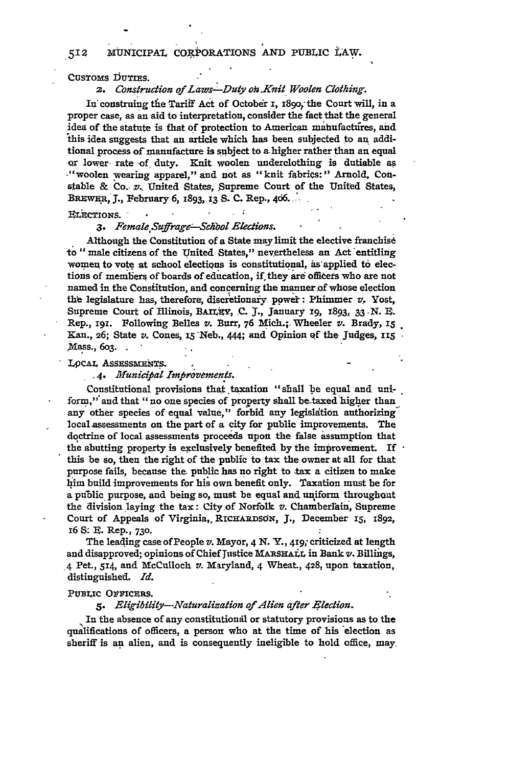CUSTOMS DUTIES.

*2. Construction of Laws—Duty on Knit Woolen Clothing.*

In construing the Tariff Act of October 1, 1890, the Court will, in a proper case, as an aid to interpretation, consider the fact that the general idea of the statute is that of protection to American manufactures, and this idea suggests that an article which has been subjected to an additional process of manufacture is subject to a higher rather than an equal or lower rate of duty. Knit woolen underclothing is dutiable as "woolen wearing apparel," and not as "knit fabrics:" Arnold, Constable & Co. *v.* United States, Supreme Court of the United States, BREWER, J., February 6, 1893, 13 S. C. Rep., 406.

ELECTIONS.

*3. Female Suffrage—School Elections.*

Although the Constitution of a State may limit the elective franchise to "male citizens of the United States," nevertheless an Act entitling women to vote at school elections is constitutional, as applied to elections of members of boards of education, if they are officers who are not named in the Constitution, and concerning the manner of whose election the legislature has, therefore, discretionary power: Phimmer *v.* Yost, Supreme Court of Illinois, BAILEY, C. J., January 19, 1893, 33 N. E. Rep., 191. Following Belles *v.* Burr, 76 Mich.; Wheeler *v.* Brady, 15 Kan., 26; State *v.* Cones, 15 Neb., 444; and Opinion of the Judges, 115 Mass., 603.

LOCAL ASSESSMENTS.

*4. Municipal Improvements.*

Constitutional provisions that taxation "shall be equal and uniform," and that "no one species of property shall be taxed higher than any other species of equal value," forbid any legislation authorizing local assessments on the part of a city for public improvements. The doctrine of local assessments proceeds upon the false assumption that the abutting property is exclusively benefited by the improvement. If this be so, then the right of the public to tax the owner at all for that purpose fails, because the public has no right to tax a citizen to make him build improvements for his own benefit only. Taxation must be for a public purpose, and being so, must be equal and uniform throughout the division laying the tax: City of Norfolk *v.* Chamberlain, Supreme Court of Appeals of Virginia, RICHARDSON, J., December 15, 1892, 16 S. E. Rep., 730.

The leading case of People *v.* Mayor, 4 N. Y., 419, criticized at length and disapproved; opinions of Chief Justice MARSHALL in Bank *v.* Billings, 4 Pet., 514, and McCulloch *v.* Maryland, 4 Wheat., 428, upon taxation, distinguished. *Id.*

PUBLIC OFFICERS.

*5. Eligibility—Naturalization of Alien after Election.*

In the absence of any constitutional or statutory provisions as to the qualifications of officers, a person who at the time of his election as sheriff is an alien, and is consequently ineligible to hold office, may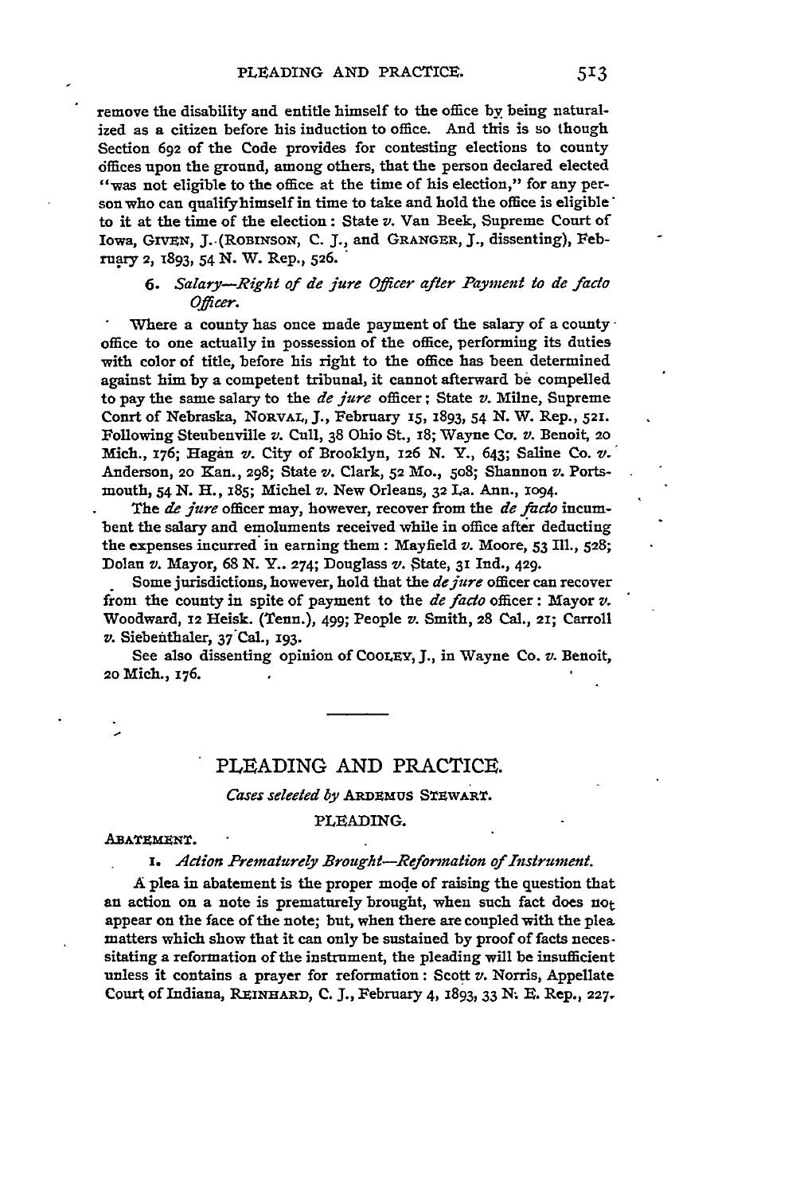remove the disability and entitle himself to the office by being naturalized as a citizen before his induction to office. And this is so though Section 692 of the Code provides for contesting elections to county offices upon the ground, among others, that the person declared elected "was not eligible to the office at the time of his election," for any person who can qualify himself in time to take and hold the office is eligible to it at the time of the election: State *v.* Van Beek, Supreme Court of Iowa, GIVEN, J. (ROBINSON, C. J., and GRANGER, J., dissenting), February 2, 1893, 54 N. W. Rep., 526.

### 6. *Salary—Right of de jure Officer after Payment to de facto Officer.*

Where a county has once made payment of the salary of a county office to one actually in possession of the office, performing its duties with color of title, before his right to the office has been determined against him by a competent tribunal, it cannot afterward be compelled to pay the same salary to the *de jure* officer: State *v.* Milne, Supreme Conrt of Nebraska, NORVAL, J., February 15, 1893, 54 N. W. Rep., 521. Following Steubenville *v.* Cull, 38 Ohio St., 18; Wayne Co. *v.* Benoit, 20 Mich., 176; Hagan *v.* City of Brooklyn, 126 N. Y., 643; Saline Co. *v.* Anderson, 20 Kan., 298; State *v.* Clark, 52 Mo., 508; Shannon *v.* Portsmouth, 54 N. H., 185; Michel *v.* New Orleans, 32 La. Ann., 1094.

The *de jure* officer may, however, recover from the *de facto* incumbent the salary and emoluments received while in office after deducting the expenses incurred in earning them: Mayfield *v.* Moore, 53 Ill., 528; Dolan *v.* Mayor, 68 N. Y.. 274; Douglass *v.* State, 31 Ind., 429.

Some jurisdictions, however, hold that the *de jure* officer can recover from the county in spite of payment to the *de facto* officer: Mayor *v.* Woodward, 12 Heisk. (Tenn.), 499; People *v.* Smith, 28 Cal., 21; Carroll *v.* Siebenthaler, 37 Cal., 193.

See also dissenting opinion of COOLEY, J., in Wayne Co. *v.* Benoit, 20 Mich., 176.

---

# PLEADING AND PRACTICE.

*Cases selected by* ARDEMUS STEWART.

## PLEADING.

ABATEMENT.

### 1. *Action Prematurely Brought—Reformation of Instrument.*

A plea in abatement is the proper mode of raising the question that an action on a note is prematurely brought, when such fact does not appear on the face of the note; but, when there are coupled with the plea matters which show that it can only be sustained by proof of facts necessitating a reformation of the instrument, the pleading will be insufficient unless it contains a prayer for reformation: Scott *v.* Norris, Appellate Court of Indiana, REINHARD, C. J., February 4, 1893, 33 N. E. Rep., 227.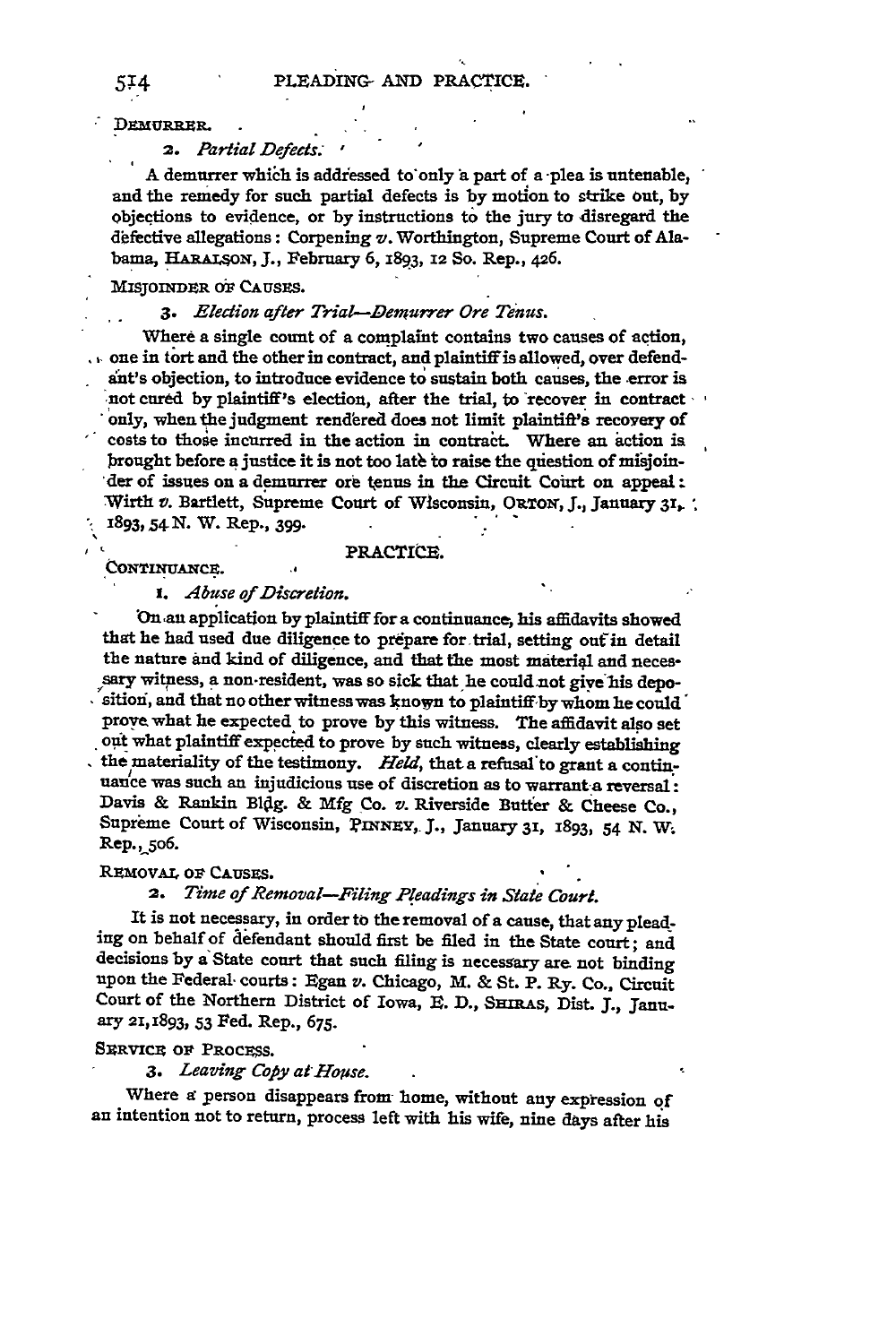DEMURRER.

*2. Partial Defects.*

A demurrer which is addressed to only a part of a plea is untenable, and the remedy for such partial defects is by motion to strike out, by objections to evidence, or by instructions to the jury to disregard the defective allegations: Corpening *v.* Worthington, Supreme Court of Alabama, HARALSON, J., February 6, 1893, 12 So. Rep., 426.

MISJOINDER OF CAUSES.

*3. Election after Trial—Demurrer Ore Tenus.*

Where a single count of a complaint contains two causes of action, one in tort and the other in contract, and plaintiff is allowed, over defendant's objection, to introduce evidence to sustain both causes, the error is not cured by plaintiff's election, after the trial, to recover in contract only, when the judgment rendered does not limit plaintiff's recovery of costs to those incurred in the action in contract. Where an action is brought before a justice it is not too late to raise the question of misjoinder of issues on a demurrer ore tenus in the Circuit Court on appeal: Wirth *v.* Bartlett, Supreme Court of Wisconsin, ORTON, J., January 31, 1893, 54 N. W. Rep., 399.

## PRACTICE.

CONTINUANCE.

*1. Abuse of Discretion.*

On an application by plaintiff for a continuance, his affidavits showed that he had used due diligence to prepare for trial, setting out in detail the nature and kind of diligence, and that the most material and necessary witness, a non-resident, was so sick that he could not give his deposition, and that no other witness was known to plaintiff by whom he could prove what he expected to prove by this witness. The affidavit also set out what plaintiff expected to prove by such witness, clearly establishing the materiality of the testimony. *Held*, that a refusal to grant a continuance was such an injudicious use of discretion as to warrant a reversal: Davis & Rankin Bldg. & Mfg Co. *v.* Riverside Butter & Cheese Co., Supreme Court of Wisconsin, PINNEY, J., January 31, 1893, 54 N. W. Rep., 506.

REMOVAL OF CAUSES.

*2. Time of Removal—Filing Pleadings in State Court.*

It is not necessary, in order to the removal of a cause, that any pleading on behalf of defendant should first be filed in the State court; and decisions by a State court that such filing is necessary are not binding upon the Federal courts: Egan *v.* Chicago, M. & St. P. Ry. Co., Circuit Court of the Northern District of Iowa, E. D., SHIRAS, Dist. J., January 21, 1893, 53 Fed. Rep., 675.

SERVICE OF PROCESS.

*3. Leaving Copy at House.*

Where a person disappears from home, without any expression of an intention not to return, process left with his wife, nine days after his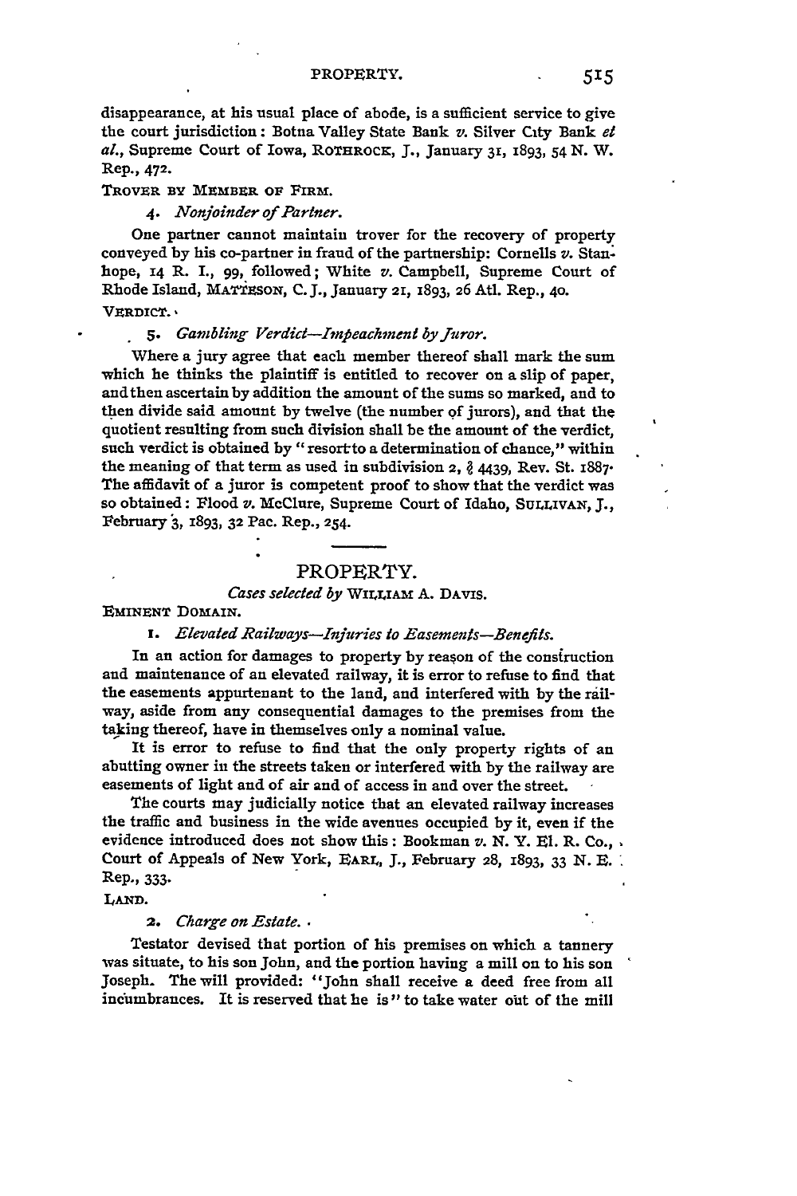disappearance, at his usual place of abode, is a sufficient service to give the court jurisdiction: Botna Valley State Bank *v.* Silver City Bank *et al.*, Supreme Court of Iowa, ROTHROCK, J., January 31, 1893, 54 N. W. Rep., 472.

TROVER BY MEMBER OF FIRM.

4. *Nonjoinder of Partner.*

One partner cannot maintain trover for the recovery of property conveyed by his co-partner in fraud of the partnership: Cornells *v.* Stanhope, 14 R. I., 99, followed; White *v.* Campbell, Supreme Court of Rhode Island, MATTESON, C. J., January 21, 1893, 26 Atl. Rep., 40.

VERDICT.

5. *Gambling Verdict—Impeachment by Juror.*

Where a jury agree that each member thereof shall mark the sum which he thinks the plaintiff is entitled to recover on a slip of paper, and then ascertain by addition the amount of the sums so marked, and to then divide said amount by twelve (the number of jurors), and that the quotient resulting from such division shall be the amount of the verdict, such verdict is obtained by "resort to a determination of chance," within the meaning of that term as used in subdivision 2, § 4439, Rev. St. 1887. The affidavit of a juror is competent proof to show that the verdict was so obtained: Flood *v.* McClure, Supreme Court of Idaho, SULLIVAN, J., February 3, 1893, 32 Pac. Rep., 254.

## PROPERTY.

*Cases selected by* WILLIAM A. DAVIS.

EMINENT DOMAIN.

1. *Elevated Railways—Injuries to Easements—Benefits.*

In an action for damages to property by reason of the construction and maintenance of an elevated railway, it is error to refuse to find that the easements appurtenant to the land, and interfered with by the railway, aside from any consequential damages to the premises from the taking thereof, have in themselves only a nominal value.

It is error to refuse to find that the only property rights of an abutting owner in the streets taken or interfered with by the railway are easements of light and of air and of access in and over the street.

The courts may judicially notice that an elevated railway increases the traffic and business in the wide avenues occupied by it, even if the evidence introduced does not show this: Bookman *v.* N. Y. El. R. Co., Court of Appeals of New York, EARL, J., February 28, 1893, 33 N. E. Rep., 333.

LAND.

2. *Charge on Estate.*

Testator devised that portion of his premises on which a tannery was situate, to his son John, and the portion having a mill on to his son Joseph. The will provided: "John shall receive a deed free from all incumbrances. It is reserved that he is" to take water out of the mill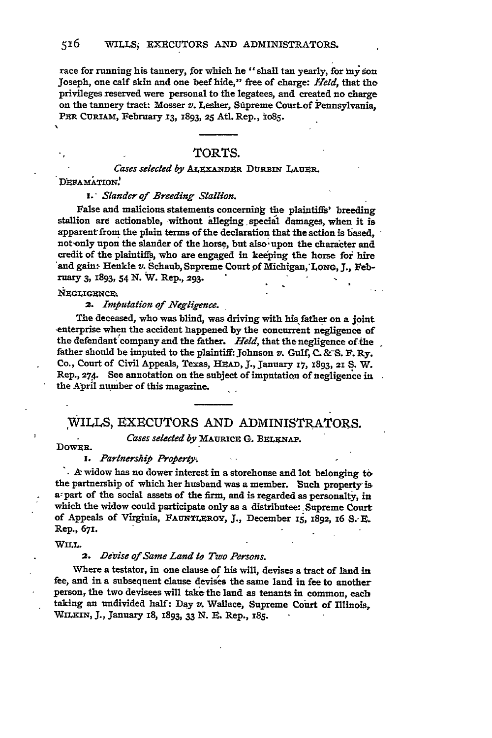race for running his tannery, for which he "shall tan yearly, for my son Joseph, one calf skin and one beef hide," free of charge: *Held*, that the privileges reserved were personal to the legatees, and created no charge on the tannery tract: Mosser *v.* Lesher, Supreme Court of Pennsylvania, PER CURIAM, February 13, 1893, 25 Atl. Rep., 1085.

## TORTS.

*Cases selected by* ALEXANDER DURBIN LAUER.

DEFAMATION.

1. *Slander of Breeding Stallion.*

False and malicious statements concerning the plaintiffs' breeding stallion are actionable, without alleging special damages, when it is apparent from the plain terms of the declaration that the action is based, not only upon the slander of the horse, but also upon the character and credit of the plaintiffs, who are engaged in keeping the horse for hire and gain: Henkle *v.* Schaub, Supreme Court of Michigan, LONG, J., February 3, 1893, 54 N. W. Rep., 293.

NEGLIGENCE.

2. *Imputation of Negligence.*

The deceased, who was blind, was driving with his father on a joint enterprise when the accident happened by the concurrent negligence of the defendant company and the father. *Held*, that the negligence of the father should be imputed to the plaintiff: Johnson *v.* Gulf, C. & S. F. Ry. Co., Court of Civil Appeals, Texas, HEAD, J., January 17, 1893, 21 S. W. Rep., 274. See annotation on the subject of imputation of negligence in the April number of this magazine.

## WILLS, EXECUTORS AND ADMINISTRATORS.

*Cases selected by* MAURICE G. BELKNAP.

DOWER.

1. *Partnership Property.*

A widow has no dower interest in a storehouse and lot belonging to the partnership of which her husband was a member. Such property is a part of the social assets of the firm, and is regarded as personalty, in which the widow could participate only as a distributee: Supreme Court of Appeals of Virginia, FAUNTLEROY, J., December 15, 1892, 16 S. E. Rep., 671.

WILL.

2. *Devise of Same Land to Two Persons.*

Where a testator, in one clause of his will, devises a tract of land in fee, and in a subsequent clause devises the same land in fee to another person, the two devisees will take the land as tenants in common, each taking an undivided half: Day *v.* Wallace, Supreme Court of Illinois, WILKIN, J., January 18, 1893, 33 N. E. Rep., 185.